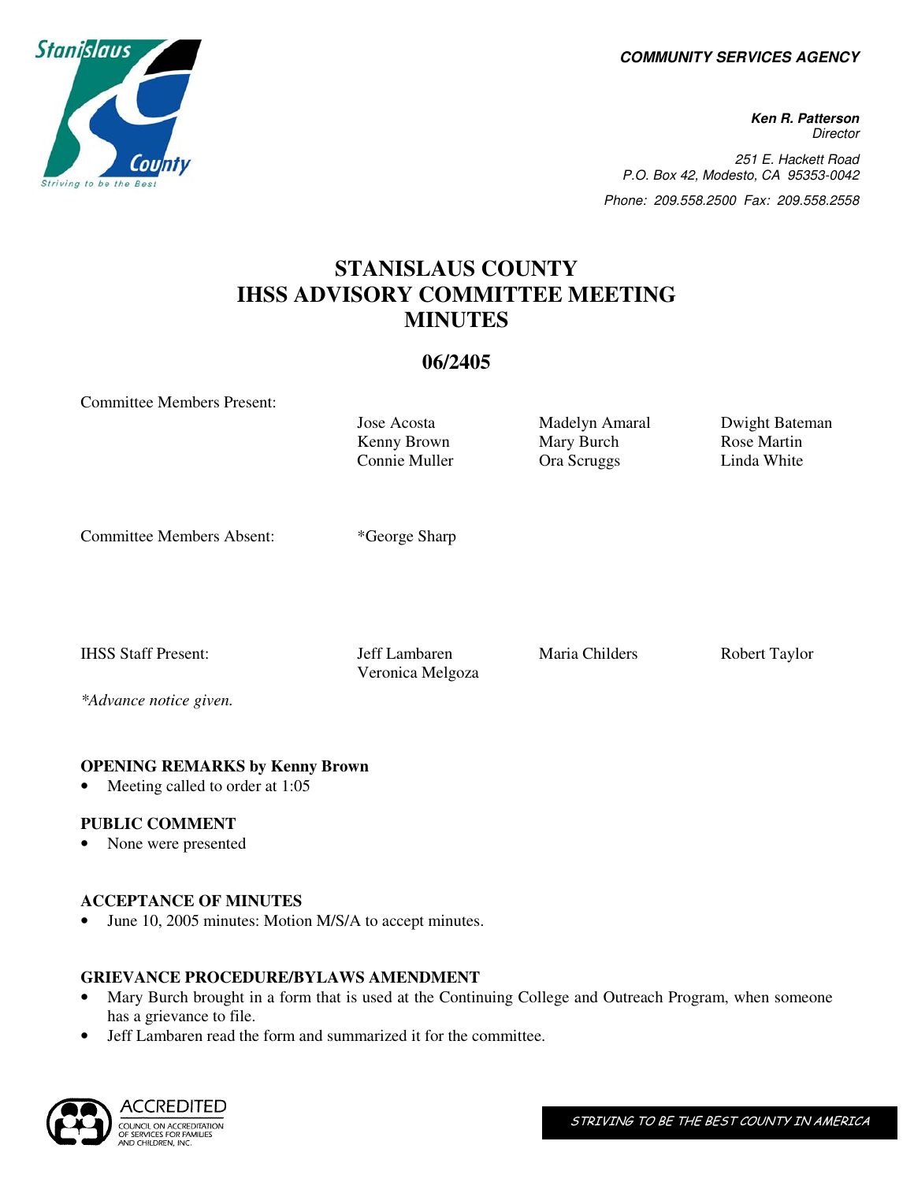**COMMUNITY SERVICES AGENCY**

***Ken R. Patterson***
*Director*

*251 E. Hackett Road*
*P.O. Box 42, Modesto, CA 95353-0042*
*Phone: 209.558.2500 Fax: 209.558.2558*

# STANISLAUS COUNTY IHSS ADVISORY COMMITTEE MEETING MINUTES

## 06/2405

| | | | |
|---|---|---|---|
| Committee Members Present: | Jose Acosta | Madelyn Amaral | Dwight Bateman |
| | Kenny Brown | Mary Burch | Rose Martin |
| | Connie Muller | Ora Scruggs | Linda White |
| Committee Members Absent: | *George Sharp | | |
| IHSS Staff Present: | Jeff Lambaren | Maria Childers | Robert Taylor |
| | Veronica Melgoza | | |

*\*Advance notice given.*

**OPENING REMARKS by Kenny Brown**
- Meeting called to order at 1:05

**PUBLIC COMMENT**
- None were presented

**ACCEPTANCE OF MINUTES**
- June 10, 2005 minutes: Motion M/S/A to accept minutes.

**GRIEVANCE PROCEDURE/BYLAWS AMENDMENT**
- Mary Burch brought in a form that is used at the Continuing College and Outreach Program, when someone has a grievance to file.
- Jeff Lambaren read the form and summarized it for the committee.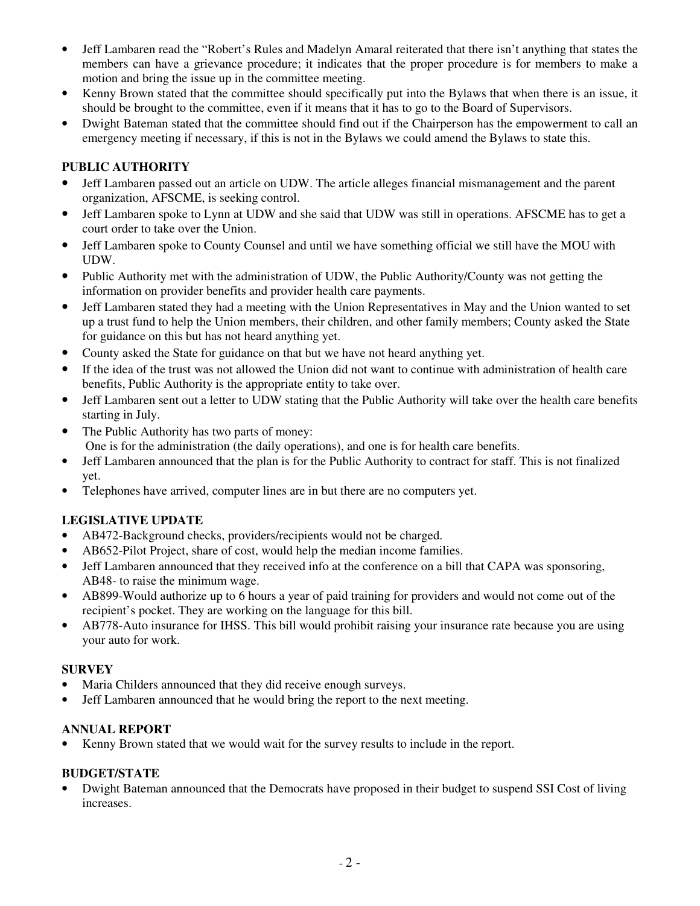- Jeff Lambaren read the "Robert's Rules and Madelyn Amaral reiterated that there isn't anything that states the members can have a grievance procedure; it indicates that the proper procedure is for members to make a motion and bring the issue up in the committee meeting.
- Kenny Brown stated that the committee should specifically put into the Bylaws that when there is an issue, it should be brought to the committee, even if it means that it has to go to the Board of Supervisors.
- Dwight Bateman stated that the committee should find out if the Chairperson has the empowerment to call an emergency meeting if necessary, if this is not in the Bylaws we could amend the Bylaws to state this.

**PUBLIC AUTHORITY**

- Jeff Lambaren passed out an article on UDW. The article alleges financial mismanagement and the parent organization, AFSCME, is seeking control.
- Jeff Lambaren spoke to Lynn at UDW and she said that UDW was still in operations. AFSCME has to get a court order to take over the Union.
- Jeff Lambaren spoke to County Counsel and until we have something official we still have the MOU with UDW.
- Public Authority met with the administration of UDW, the Public Authority/County was not getting the information on provider benefits and provider health care payments.
- Jeff Lambaren stated they had a meeting with the Union Representatives in May and the Union wanted to set up a trust fund to help the Union members, their children, and other family members; County asked the State for guidance on this but has not heard anything yet.
- County asked the State for guidance on that but we have not heard anything yet.
- If the idea of the trust was not allowed the Union did not want to continue with administration of health care benefits, Public Authority is the appropriate entity to take over.
- Jeff Lambaren sent out a letter to UDW stating that the Public Authority will take over the health care benefits starting in July.
- The Public Authority has two parts of money:
  One is for the administration (the daily operations), and one is for health care benefits.
- Jeff Lambaren announced that the plan is for the Public Authority to contract for staff. This is not finalized yet.
- Telephones have arrived, computer lines are in but there are no computers yet.

**LEGISLATIVE UPDATE**

- AB472-Background checks, providers/recipients would not be charged.
- AB652-Pilot Project, share of cost, would help the median income families.
- Jeff Lambaren announced that they received info at the conference on a bill that CAPA was sponsoring, AB48- to raise the minimum wage.
- AB899-Would authorize up to 6 hours a year of paid training for providers and would not come out of the recipient's pocket. They are working on the language for this bill.
- AB778-Auto insurance for IHSS. This bill would prohibit raising your insurance rate because you are using your auto for work.

**SURVEY**

- Maria Childers announced that they did receive enough surveys.
- Jeff Lambaren announced that he would bring the report to the next meeting.

**ANNUAL REPORT**

- Kenny Brown stated that we would wait for the survey results to include in the report.

**BUDGET/STATE**

- Dwight Bateman announced that the Democrats have proposed in their budget to suspend SSI Cost of living increases.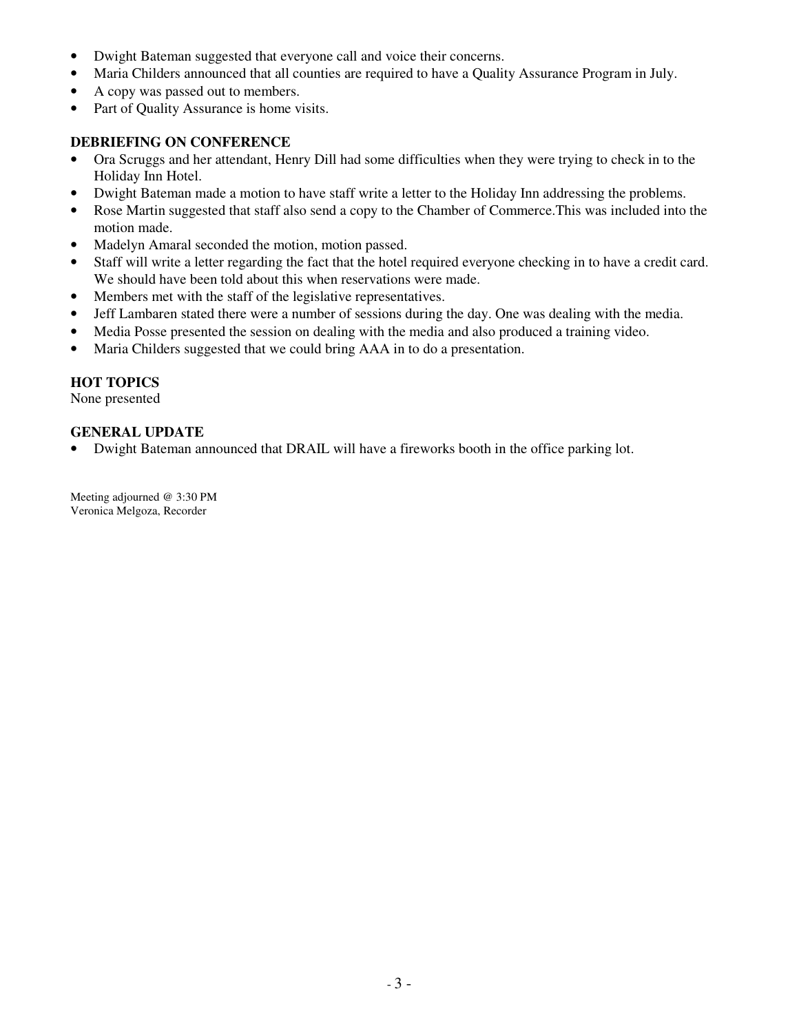- Dwight Bateman suggested that everyone call and voice their concerns.
- Maria Childers announced that all counties are required to have a Quality Assurance Program in July.
- A copy was passed out to members.
- Part of Quality Assurance is home visits.

**DEBRIEFING ON CONFERENCE**

- Ora Scruggs and her attendant, Henry Dill had some difficulties when they were trying to check in to the Holiday Inn Hotel.
- Dwight Bateman made a motion to have staff write a letter to the Holiday Inn addressing the problems.
- Rose Martin suggested that staff also send a copy to the Chamber of Commerce.This was included into the motion made.
- Madelyn Amaral seconded the motion, motion passed.
- Staff will write a letter regarding the fact that the hotel required everyone checking in to have a credit card. We should have been told about this when reservations were made.
- Members met with the staff of the legislative representatives.
- Jeff Lambaren stated there were a number of sessions during the day. One was dealing with the media.
- Media Posse presented the session on dealing with the media and also produced a training video.
- Maria Childers suggested that we could bring AAA in to do a presentation.

**HOT TOPICS**

None presented

**GENERAL UPDATE**

- Dwight Bateman announced that DRAIL will have a fireworks booth in the office parking lot.

Meeting adjourned @ 3:30 PM
Veronica Melgoza, Recorder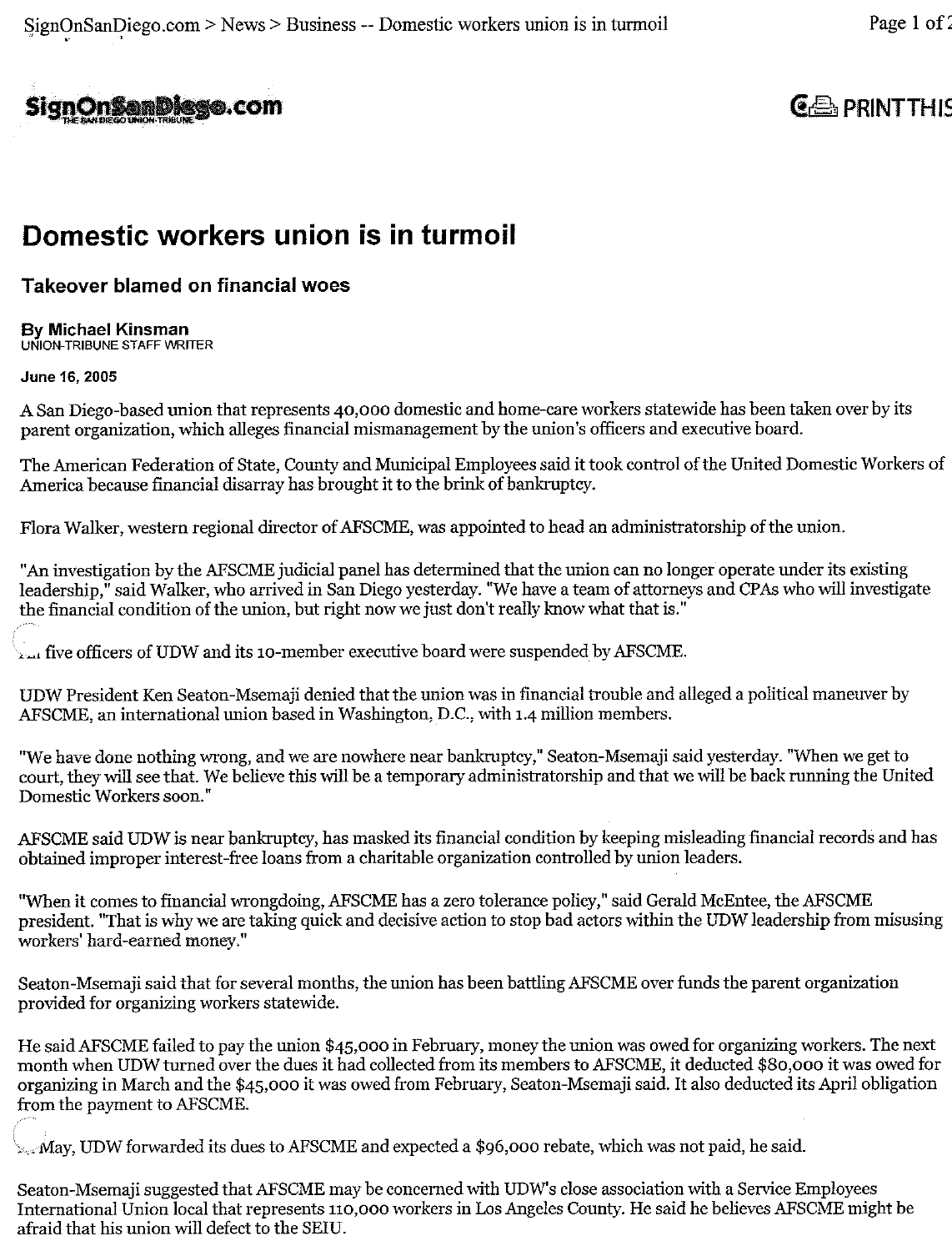# Domestic workers union is in turmoil

### Takeover blamed on financial woes

**By Michael Kinsman**
UNION-TRIBUNE STAFF WRITER

**June 16, 2005**

A San Diego-based union that represents 40,000 domestic and home-care workers statewide has been taken over by its parent organization, which alleges financial mismanagement by the union's officers and executive board.

The American Federation of State, County and Municipal Employees said it took control of the United Domestic Workers of America because financial disarray has brought it to the brink of bankruptcy.

Flora Walker, western regional director of AFSCME, was appointed to head an administratorship of the union.

"An investigation by the AFSCME judicial panel has determined that the union can no longer operate under its existing leadership," said Walker, who arrived in San Diego yesterday. "We have a team of attorneys and CPAs who will investigate the financial condition of the union, but right now we just don't really know what that is."

All five officers of UDW and its 10-member executive board were suspended by AFSCME.

UDW President Ken Seaton-Msemaji denied that the union was in financial trouble and alleged a political maneuver by AFSCME, an international union based in Washington, D.C., with 1.4 million members.

"We have done nothing wrong, and we are nowhere near bankruptcy," Seaton-Msemaji said yesterday. "When we get to court, they will see that. We believe this will be a temporary administratorship and that we will be back running the United Domestic Workers soon."

AFSCME said UDW is near bankruptcy, has masked its financial condition by keeping misleading financial records and has obtained improper interest-free loans from a charitable organization controlled by union leaders.

"When it comes to financial wrongdoing, AFSCME has a zero tolerance policy," said Gerald McEntee, the AFSCME president. "That is why we are taking quick and decisive action to stop bad actors within the UDW leadership from misusing workers' hard-earned money."

Seaton-Msemaji said that for several months, the union has been battling AFSCME over funds the parent organization provided for organizing workers statewide.

He said AFSCME failed to pay the union $45,000 in February, money the union was owed for organizing workers. The next month when UDW turned over the dues it had collected from its members to AFSCME, it deducted $80,000 it was owed for organizing in March and the $45,000 it was owed from February, Seaton-Msemaji said. It also deducted its April obligation from the payment to AFSCME.

In May, UDW forwarded its dues to AFSCME and expected a $96,000 rebate, which was not paid, he said.

Seaton-Msemaji suggested that AFSCME may be concerned with UDW's close association with a Service Employees International Union local that represents 110,000 workers in Los Angeles County. He said he believes AFSCME might be afraid that his union will defect to the SEIU.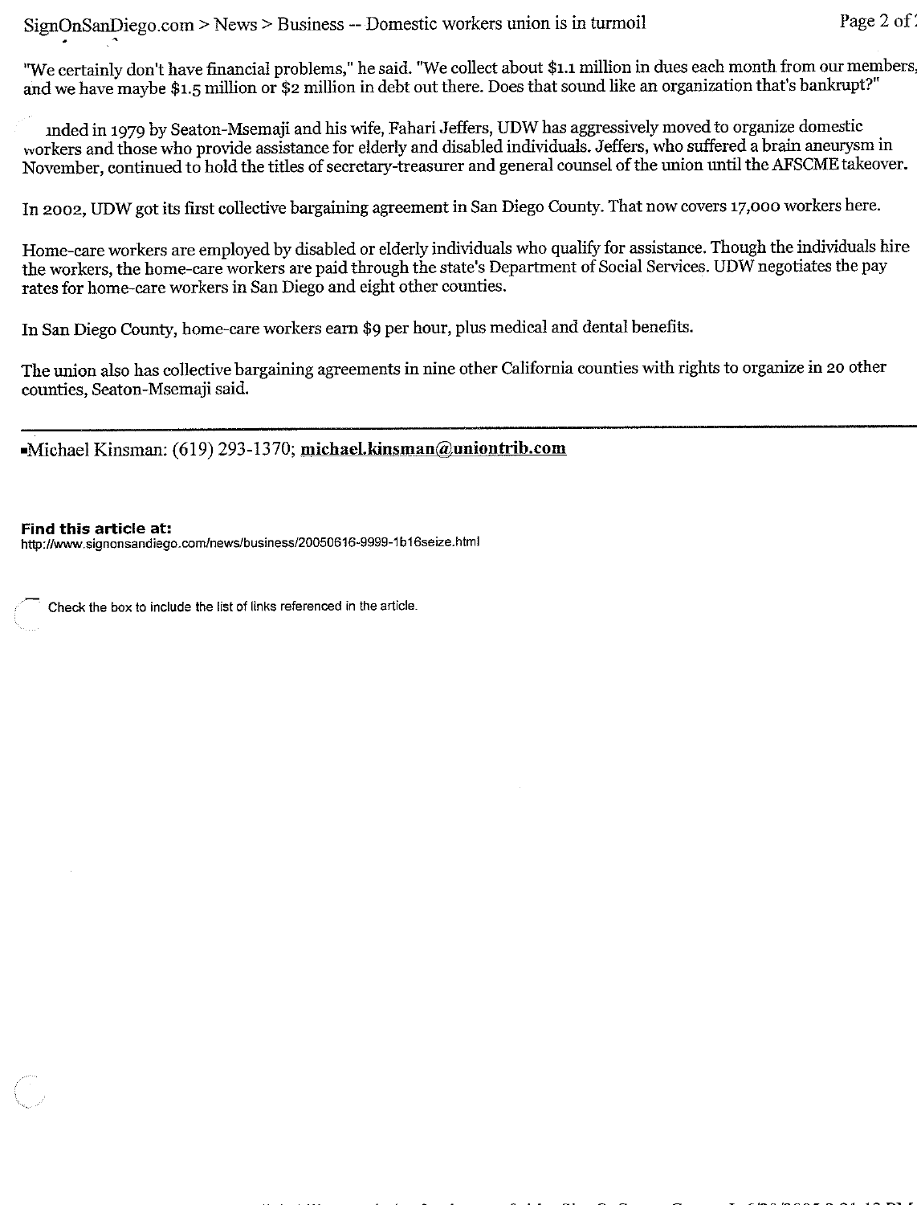"We certainly don't have financial problems," he said. "We collect about $1.1 million in dues each month from our members, and we have maybe $1.5 million or $2 million in debt out there. Does that sound like an organization that's bankrupt?"

unded in 1979 by Seaton-Msemaji and his wife, Fahari Jeffers, UDW has aggressively moved to organize domestic workers and those who provide assistance for elderly and disabled individuals. Jeffers, who suffered a brain aneurysm in November, continued to hold the titles of secretary-treasurer and general counsel of the union until the AFSCME takeover.

In 2002, UDW got its first collective bargaining agreement in San Diego County. That now covers 17,000 workers here.

Home-care workers are employed by disabled or elderly individuals who qualify for assistance. Though the individuals hire the workers, the home-care workers are paid through the state's Department of Social Services. UDW negotiates the pay rates for home-care workers in San Diego and eight other counties.

In San Diego County, home-care workers earn $9 per hour, plus medical and dental benefits.

The union also has collective bargaining agreements in nine other California counties with rights to organize in 20 other counties, Seaton-Msemaji said.

---

Michael Kinsman: (619) 293-1370; **michael.kinsman@uniontrib.com**

**Find this article at:**
http://www.signonsandiego.com/news/business/20050616-9999-1b16seize.html

Check the box to include the list of links referenced in the article.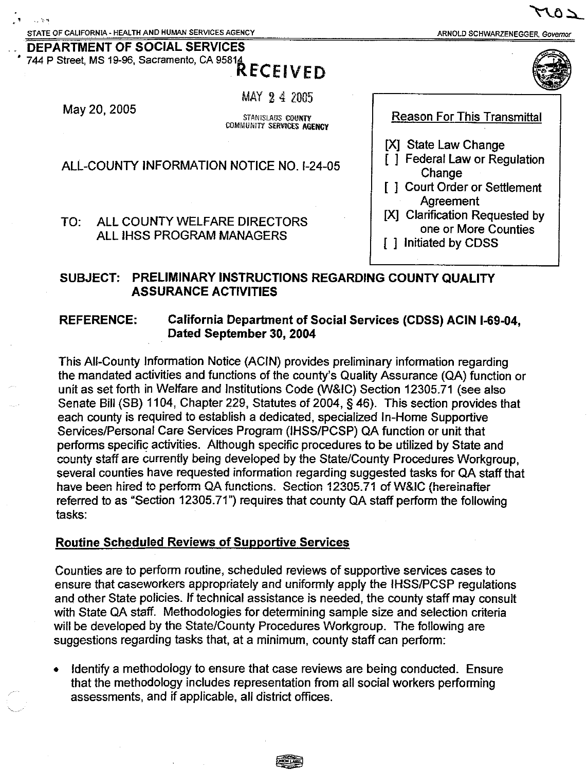STATE OF CALIFORNIA - HEALTH AND HUMAN SERVICES AGENCY

ARNOLD SCHWARZENEGGER, Governor

**DEPARTMENT OF SOCIAL SERVICES**
744 P Street, MS 19-96, Sacramento, CA 95814

RECEIVED

MAY 24 2005

STANISLAUS COUNTY COMMUNITY SERVICES AGENCY

May 20, 2005

ALL-COUNTY INFORMATION NOTICE NO. I-24-05

TO: ALL COUNTY WELFARE DIRECTORS
ALL IHSS PROGRAM MANAGERS

Reason For This Transmittal

[X] State Law Change
[ ] Federal Law or Regulation Change
[ ] Court Order or Settlement Agreement
[X] Clarification Requested by one or More Counties
[ ] Initiated by CDSS

**SUBJECT: PRELIMINARY INSTRUCTIONS REGARDING COUNTY QUALITY ASSURANCE ACTIVITIES**

**REFERENCE: California Department of Social Services (CDSS) ACIN I-69-04, Dated September 30, 2004**

This All-County Information Notice (ACIN) provides preliminary information regarding the mandated activities and functions of the county's Quality Assurance (QA) function or unit as set forth in Welfare and Institutions Code (W&IC) Section 12305.71 (see also Senate Bill (SB) 1104, Chapter 229, Statutes of 2004, § 46). This section provides that each county is required to establish a dedicated, specialized In-Home Supportive Services/Personal Care Services Program (IHSS/PCSP) QA function or unit that performs specific activities. Although specific procedures to be utilized by State and county staff are currently being developed by the State/County Procedures Workgroup, several counties have requested information regarding suggested tasks for QA staff that have been hired to perform QA functions. Section 12305.71 of W&IC (hereinafter referred to as "Section 12305.71") requires that county QA staff perform the following tasks:

## Routine Scheduled Reviews of Supportive Services

Counties are to perform routine, scheduled reviews of supportive services cases to ensure that caseworkers appropriately and uniformly apply the IHSS/PCSP regulations and other State policies. If technical assistance is needed, the county staff may consult with State QA staff. Methodologies for determining sample size and selection criteria will be developed by the State/County Procedures Workgroup. The following are suggestions regarding tasks that, at a minimum, county staff can perform:

- Identify a methodology to ensure that case reviews are being conducted. Ensure that the methodology includes representation from all social workers performing assessments, and if applicable, all district offices.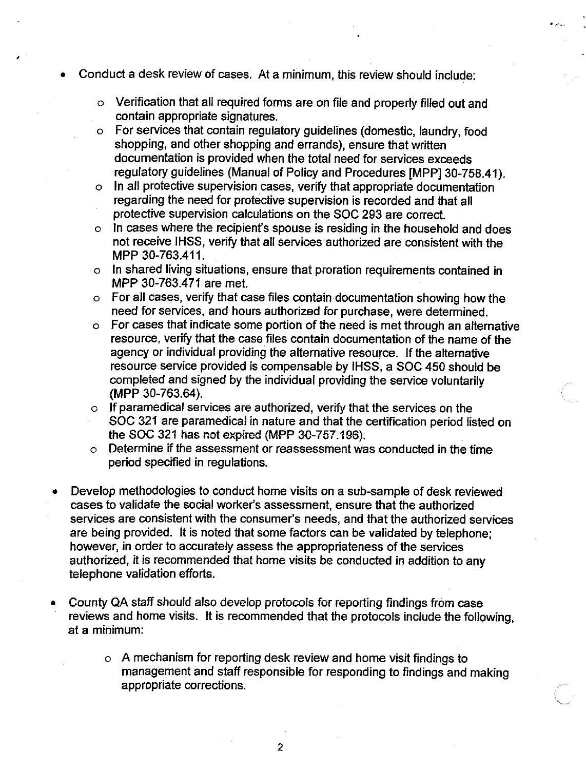- Conduct a desk review of cases. At a minimum, this review should include:
  - Verification that all required forms are on file and properly filled out and contain appropriate signatures.
  - For services that contain regulatory guidelines (domestic, laundry, food shopping, and other shopping and errands), ensure that written documentation is provided when the total need for services exceeds regulatory guidelines (Manual of Policy and Procedures [MPP] 30-758.41).
  - In all protective supervision cases, verify that appropriate documentation regarding the need for protective supervision is recorded and that all protective supervision calculations on the SOC 293 are correct.
  - In cases where the recipient's spouse is residing in the household and does not receive IHSS, verify that all services authorized are consistent with the MPP 30-763.411.
  - In shared living situations, ensure that proration requirements contained in MPP 30-763.471 are met.
  - For all cases, verify that case files contain documentation showing how the need for services, and hours authorized for purchase, were determined.
  - For cases that indicate some portion of the need is met through an alternative resource, verify that the case files contain documentation of the name of the agency or individual providing the alternative resource. If the alternative resource service provided is compensable by IHSS, a SOC 450 should be completed and signed by the individual providing the service voluntarily (MPP 30-763.64).
  - If paramedical services are authorized, verify that the services on the SOC 321 are paramedical in nature and that the certification period listed on the SOC 321 has not expired (MPP 30-757.196).
  - Determine if the assessment or reassessment was conducted in the time period specified in regulations.

- Develop methodologies to conduct home visits on a sub-sample of desk reviewed cases to validate the social worker's assessment, ensure that the authorized services are consistent with the consumer's needs, and that the authorized services are being provided. It is noted that some factors can be validated by telephone; however, in order to accurately assess the appropriateness of the services authorized, it is recommended that home visits be conducted in addition to any telephone validation efforts.

- County QA staff should also develop protocols for reporting findings from case reviews and home visits. It is recommended that the protocols include the following, at a minimum:
  - A mechanism for reporting desk review and home visit findings to management and staff responsible for responding to findings and making appropriate corrections.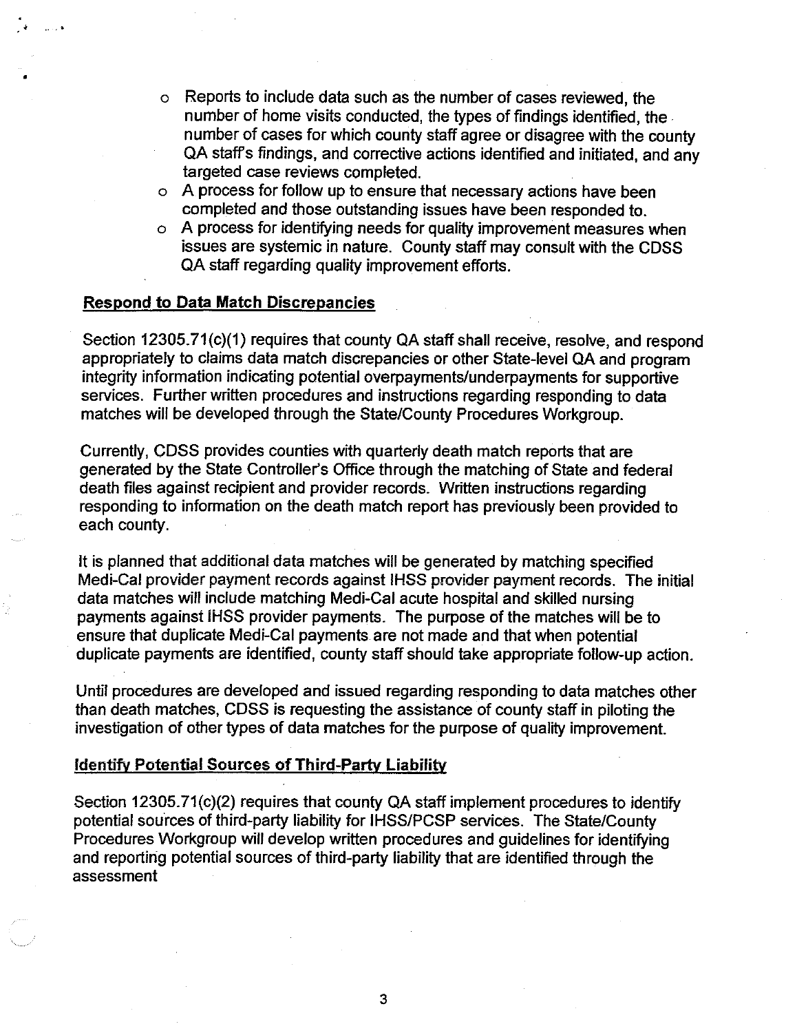- Reports to include data such as the number of cases reviewed, the number of home visits conducted, the types of findings identified, the number of cases for which county staff agree or disagree with the county QA staff's findings, and corrective actions identified and initiated, and any targeted case reviews completed.
- A process for follow up to ensure that necessary actions have been completed and those outstanding issues have been responded to.
- A process for identifying needs for quality improvement measures when issues are systemic in nature. County staff may consult with the CDSS QA staff regarding quality improvement efforts.

**Respond to Data Match Discrepancies**

Section 12305.71(c)(1) requires that county QA staff shall receive, resolve, and respond appropriately to claims data match discrepancies or other State-level QA and program integrity information indicating potential overpayments/underpayments for supportive services. Further written procedures and instructions regarding responding to data matches will be developed through the State/County Procedures Workgroup.

Currently, CDSS provides counties with quarterly death match reports that are generated by the State Controller's Office through the matching of State and federal death files against recipient and provider records. Written instructions regarding responding to information on the death match report has previously been provided to each county.

It is planned that additional data matches will be generated by matching specified Medi-Cal provider payment records against IHSS provider payment records. The initial data matches will include matching Medi-Cal acute hospital and skilled nursing payments against IHSS provider payments. The purpose of the matches will be to ensure that duplicate Medi-Cal payments are not made and that when potential duplicate payments are identified, county staff should take appropriate follow-up action.

Until procedures are developed and issued regarding responding to data matches other than death matches, CDSS is requesting the assistance of county staff in piloting the investigation of other types of data matches for the purpose of quality improvement.

**Identify Potential Sources of Third-Party Liability**

Section 12305.71(c)(2) requires that county QA staff implement procedures to identify potential sources of third-party liability for IHSS/PCSP services. The State/County Procedures Workgroup will develop written procedures and guidelines for identifying and reporting potential sources of third-party liability that are identified through the assessment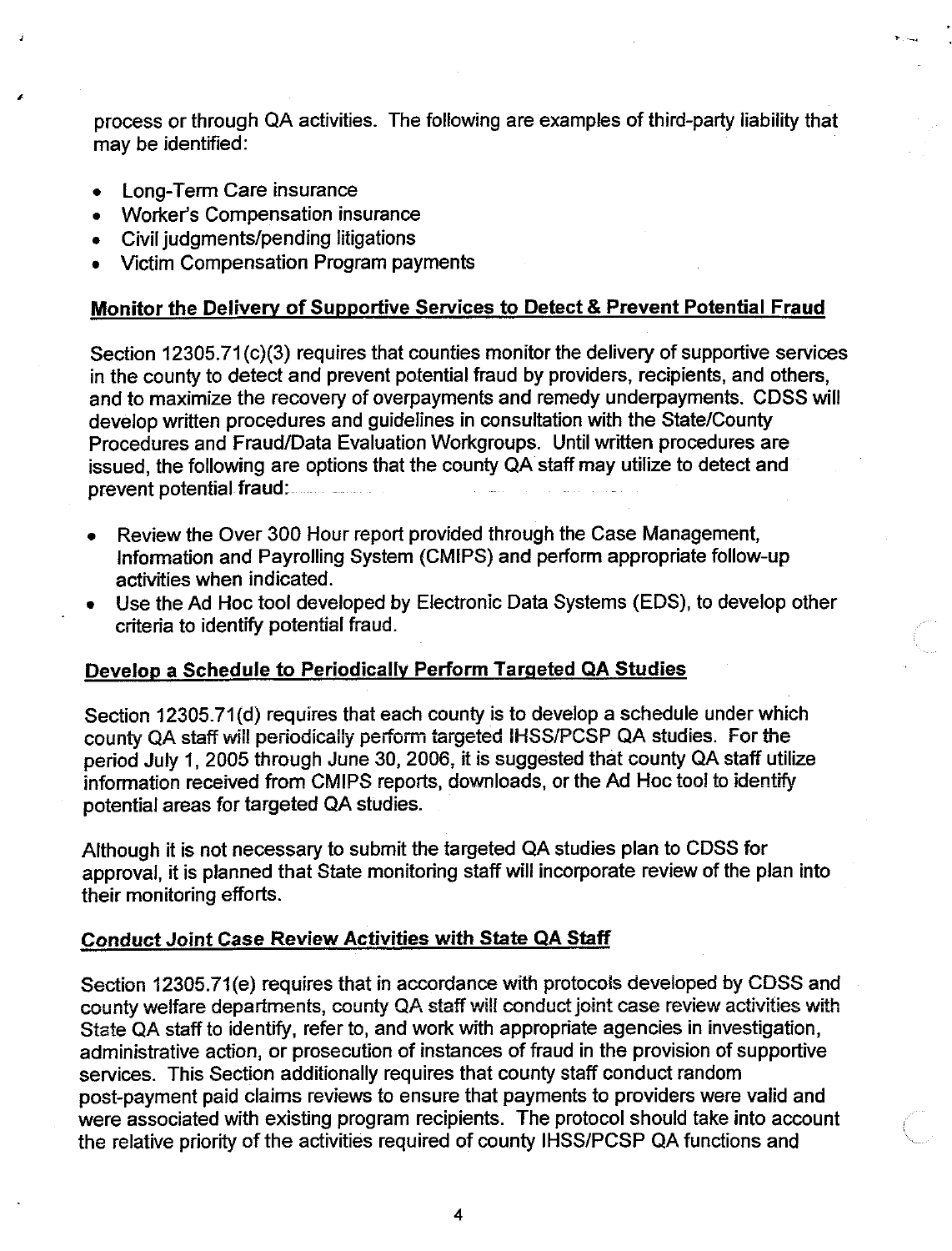process or through QA activities. The following are examples of third-party liability that may be identified:

- Long-Term Care insurance
- Worker's Compensation insurance
- Civil judgments/pending litigations
- Victim Compensation Program payments

## Monitor the Delivery of Supportive Services to Detect & Prevent Potential Fraud

Section 12305.71(c)(3) requires that counties monitor the delivery of supportive services in the county to detect and prevent potential fraud by providers, recipients, and others, and to maximize the recovery of overpayments and remedy underpayments. CDSS will develop written procedures and guidelines in consultation with the State/County Procedures and Fraud/Data Evaluation Workgroups. Until written procedures are issued, the following are options that the county QA staff may utilize to detect and prevent potential fraud:

- Review the Over 300 Hour report provided through the Case Management, Information and Payrolling System (CMIPS) and perform appropriate follow-up activities when indicated.
- Use the Ad Hoc tool developed by Electronic Data Systems (EDS), to develop other criteria to identify potential fraud.

## Develop a Schedule to Periodically Perform Targeted QA Studies

Section 12305.71(d) requires that each county is to develop a schedule under which county QA staff will periodically perform targeted IHSS/PCSP QA studies. For the period July 1, 2005 through June 30, 2006, it is suggested that county QA staff utilize information received from CMIPS reports, downloads, or the Ad Hoc tool to identify potential areas for targeted QA studies.

Although it is not necessary to submit the targeted QA studies plan to CDSS for approval, it is planned that State monitoring staff will incorporate review of the plan into their monitoring efforts.

## Conduct Joint Case Review Activities with State QA Staff

Section 12305.71(e) requires that in accordance with protocols developed by CDSS and county welfare departments, county QA staff will conduct joint case review activities with State QA staff to identify, refer to, and work with appropriate agencies in investigation, administrative action, or prosecution of instances of fraud in the provision of supportive services. This Section additionally requires that county staff conduct random post-payment paid claims reviews to ensure that payments to providers were valid and were associated with existing program recipients. The protocol should take into account the relative priority of the activities required of county IHSS/PCSP QA functions and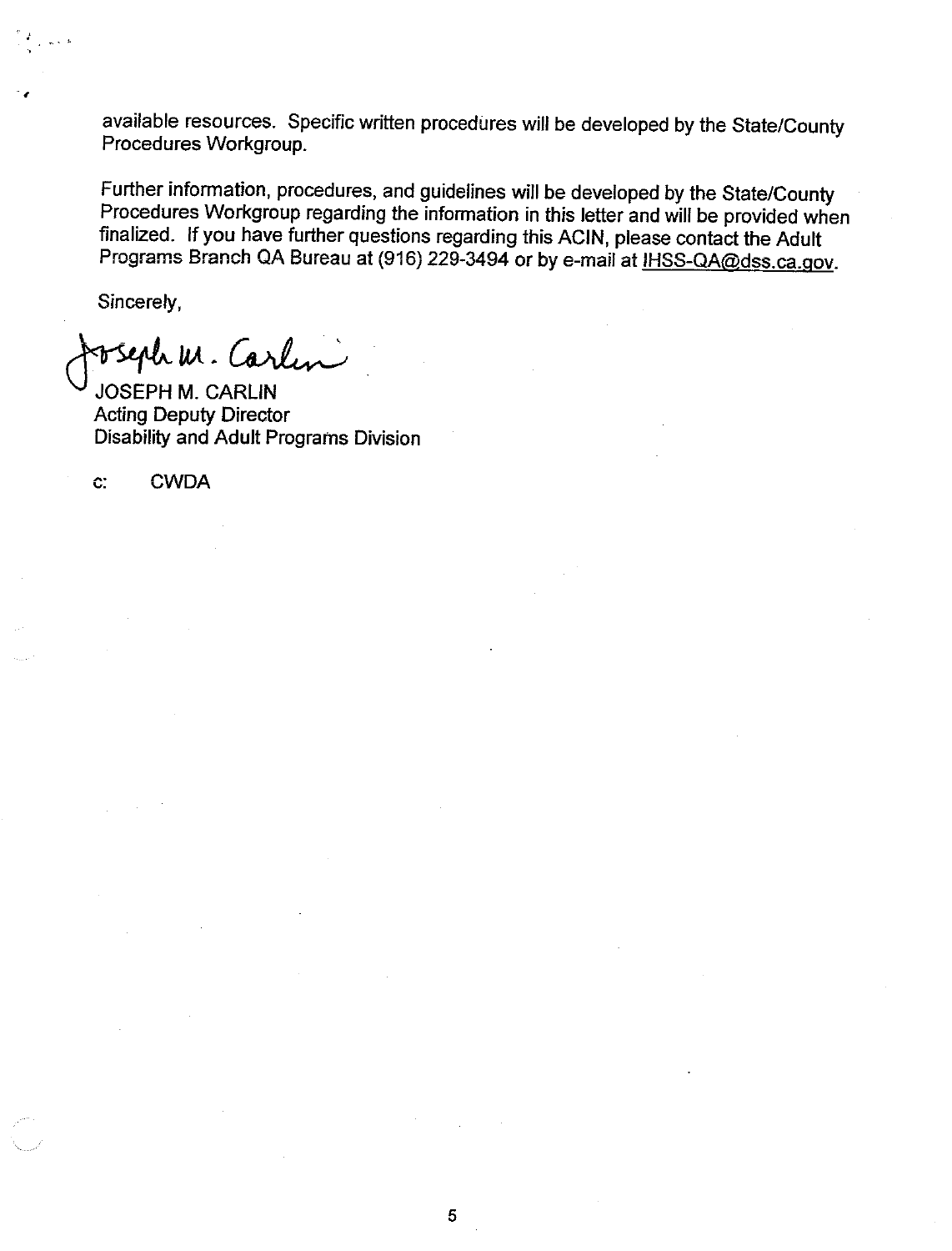available resources. Specific written procedures will be developed by the State/County Procedures Workgroup.

Further information, procedures, and guidelines will be developed by the State/County Procedures Workgroup regarding the information in this letter and will be provided when finalized. If you have further questions regarding this ACIN, please contact the Adult Programs Branch QA Bureau at (916) 229-3494 or by e-mail at IHSS-QA@dss.ca.gov.

Sincerely,

Joseph M. Carlin

JOSEPH M. CARLIN
Acting Deputy Director
Disability and Adult Programs Division

c: CWDA